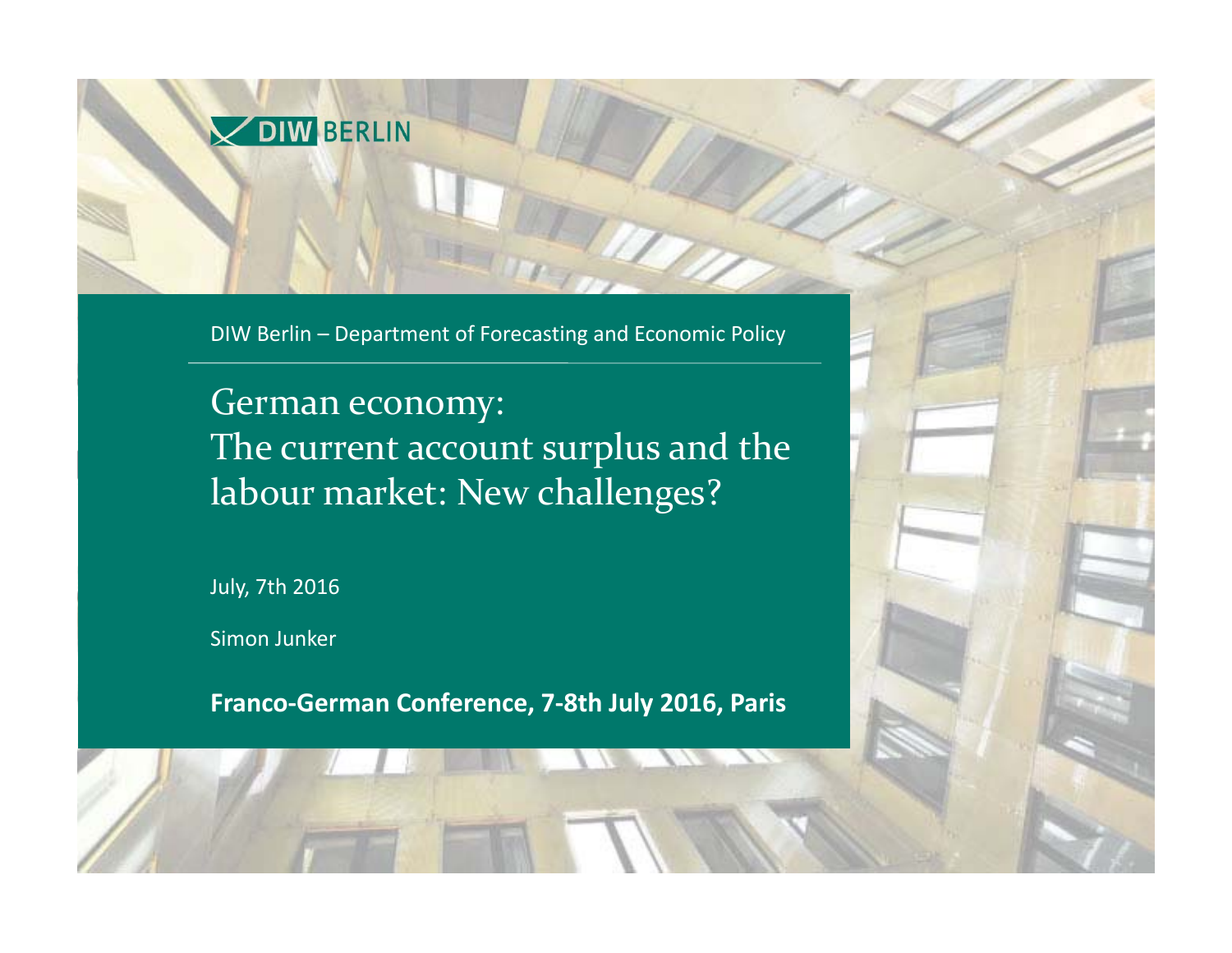DIW BERLIN

DIW Berlin – Department of Forecasting and Economic Policy

# German economy: The current account surplus and the labour market: New challenges?

July, 7th 2016

Simon Junker

**Franco-German Conference, 7-8th July 2016, Paris**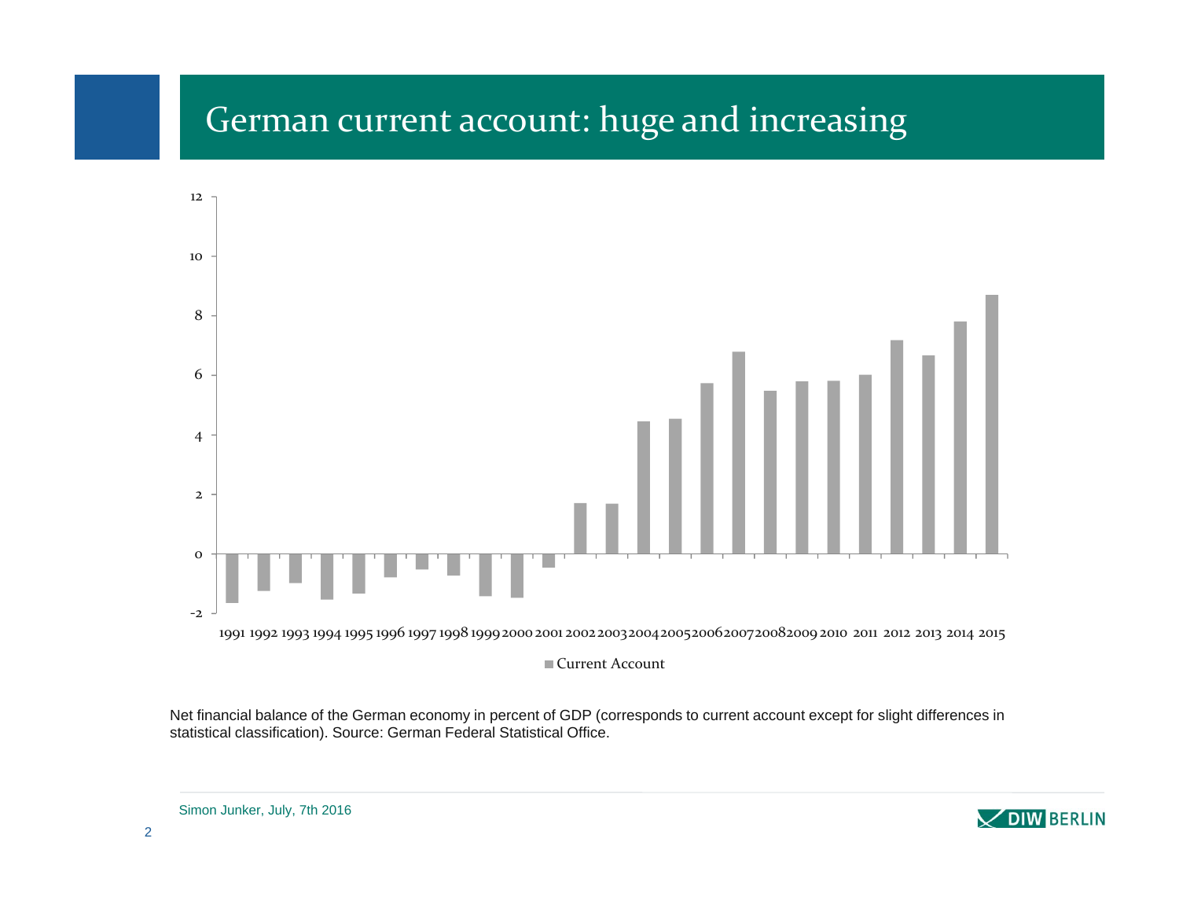# German current account: huge and increasing

Net financial balance of the German economy in percent of GDP (corresponds to current account except for slight differences in statistical classification). Source: German Federal Statistical Office.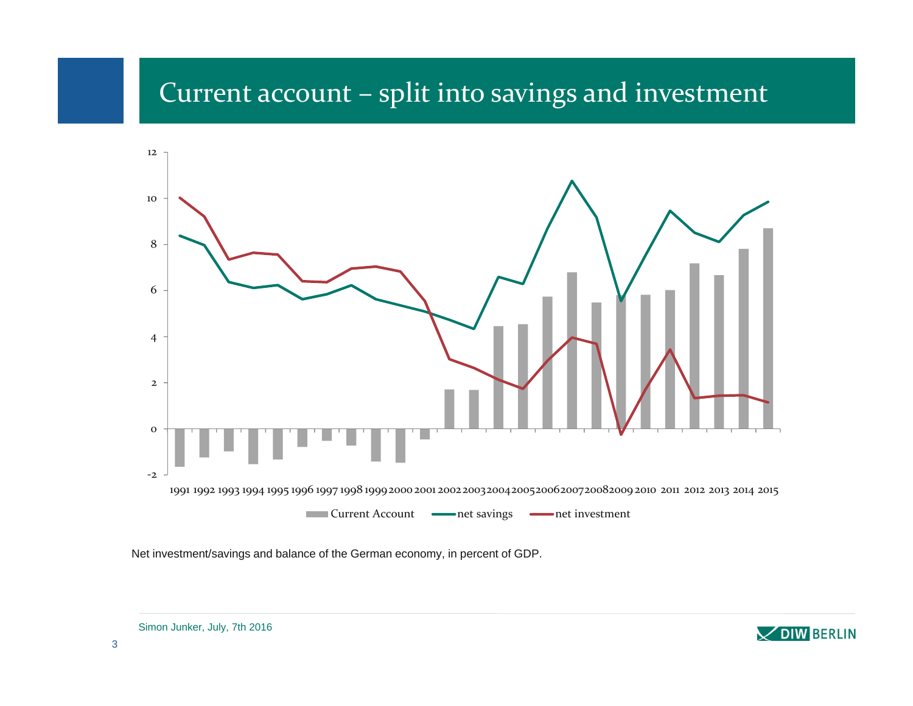# Current account – split into savings and investment

Net investment/savings and balance of the German economy, in percent of GDP.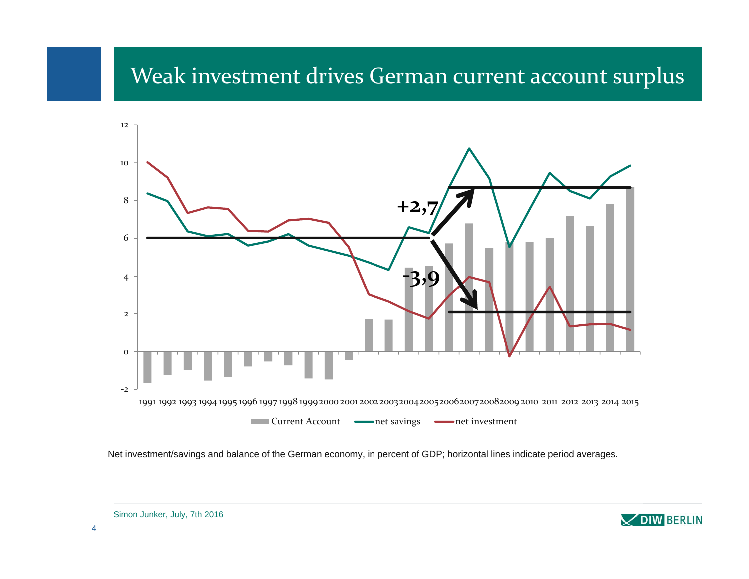# Weak investment drives German current account surplus

Net investment/savings and balance of the German economy, in percent of GDP; horizontal lines indicate period averages.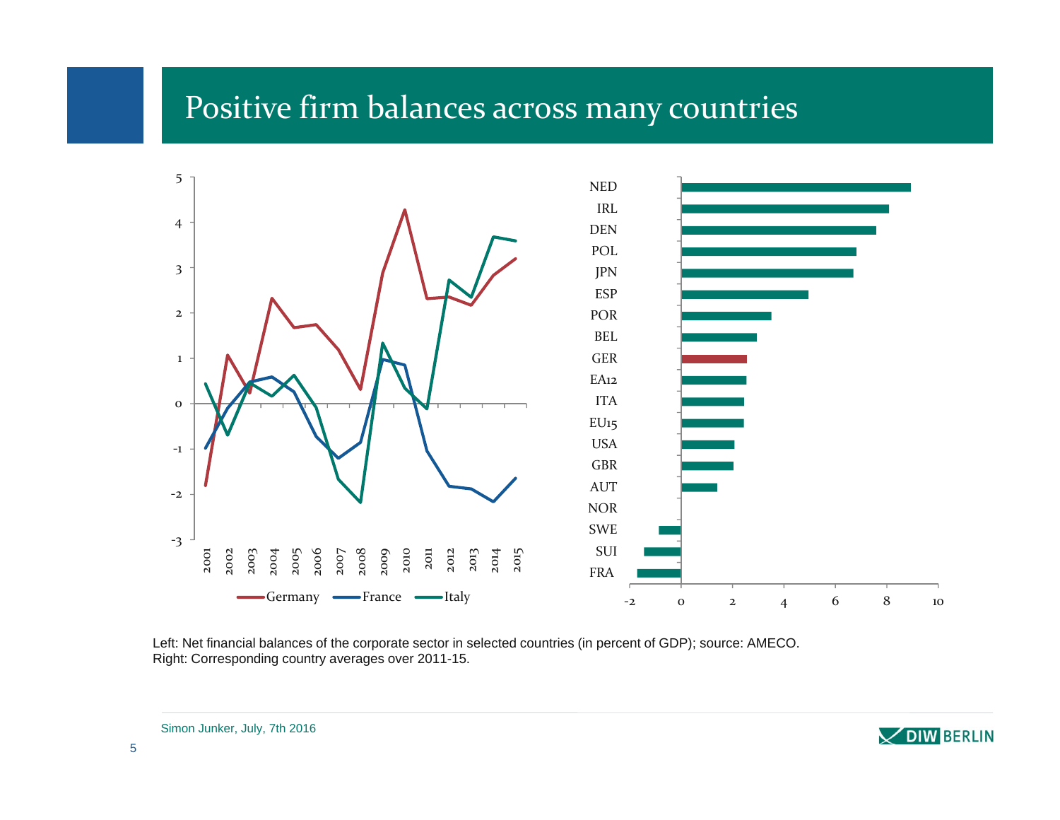# Positive firm balances across many countries

Left: Net financial balances of the corporate sector in selected countries (in percent of GDP); source: AMECO.
Right: Corresponding country averages over 2011-15.

Simon Junker, July, 7th 2016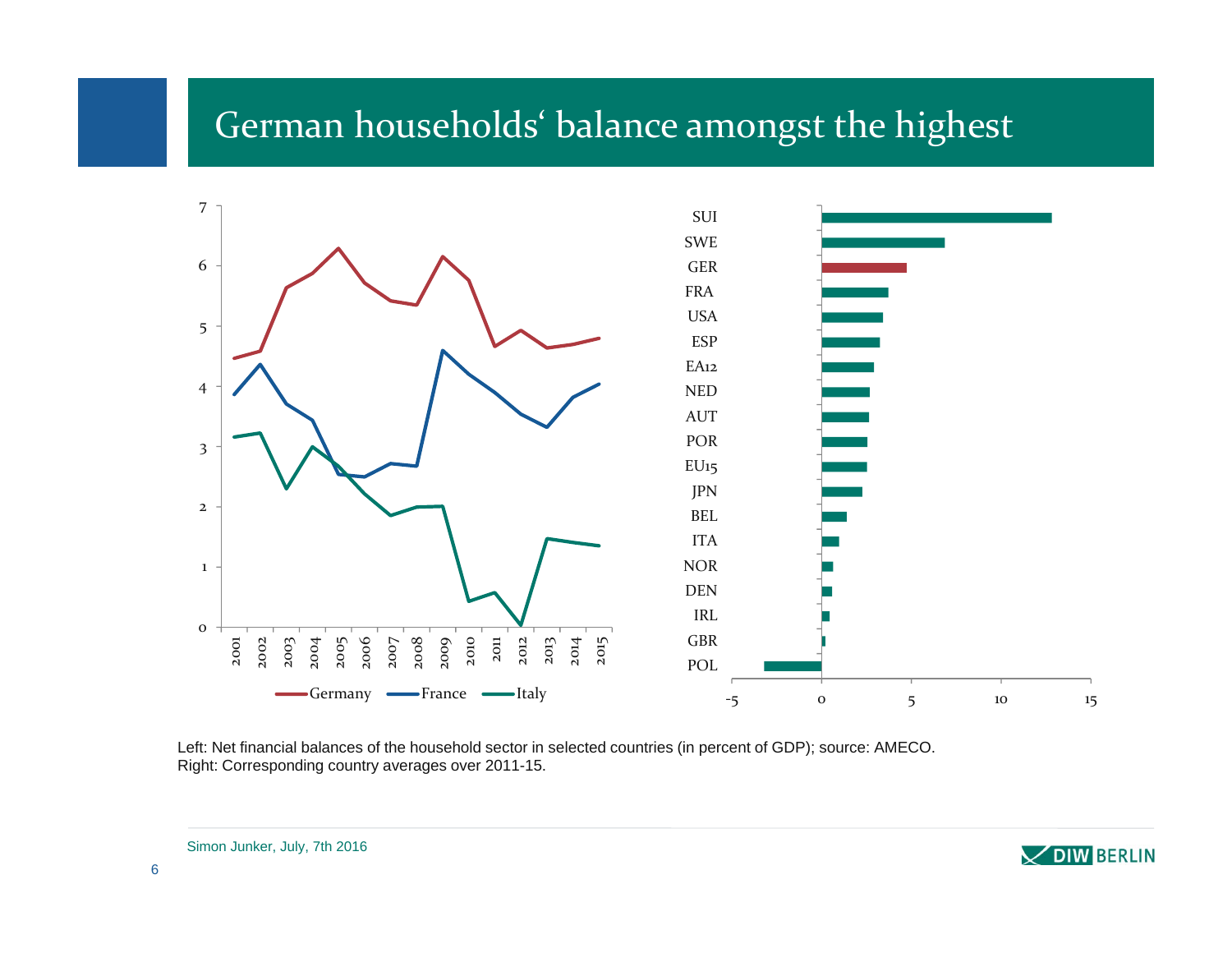# German households' balance amongst the highest

Left: Net financial balances of the household sector in selected countries (in percent of GDP); source: AMECO.
Right: Corresponding country averages over 2011-15.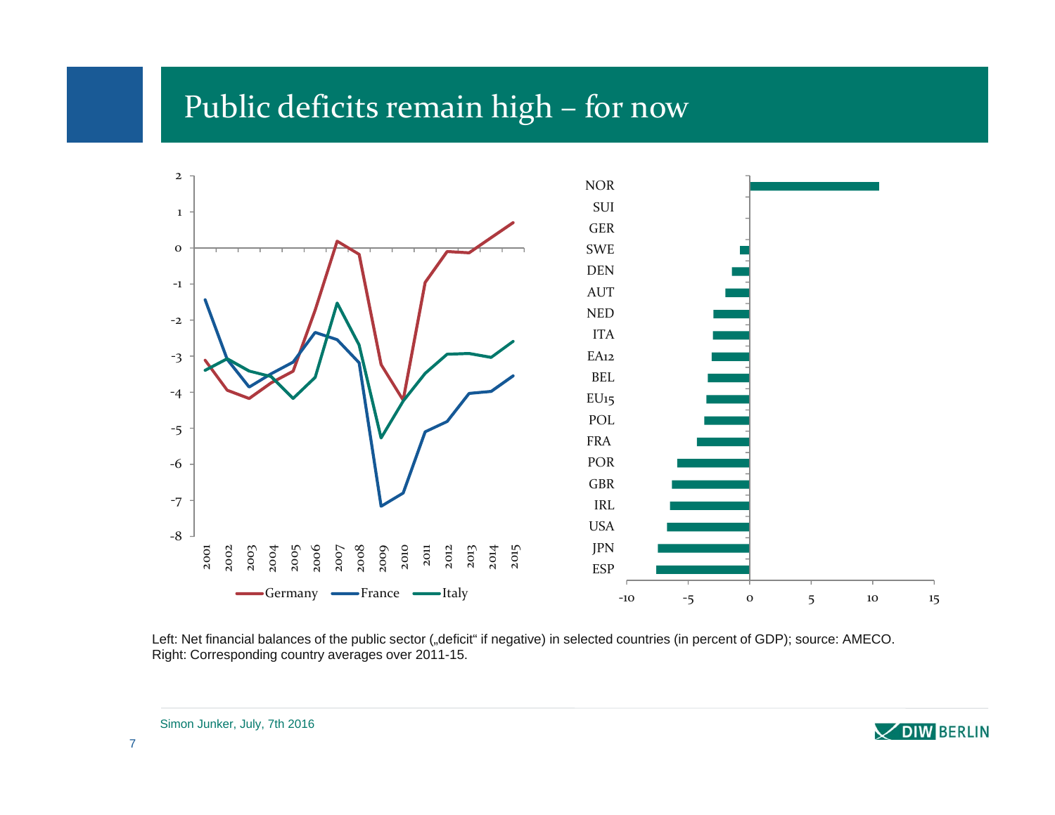# Public deficits remain high – for now

Left: Net financial balances of the public sector („deficit" if negative) in selected countries (in percent of GDP); source: AMECO.
Right: Corresponding country averages over 2011-15.

Simon Junker, July, 7th 2016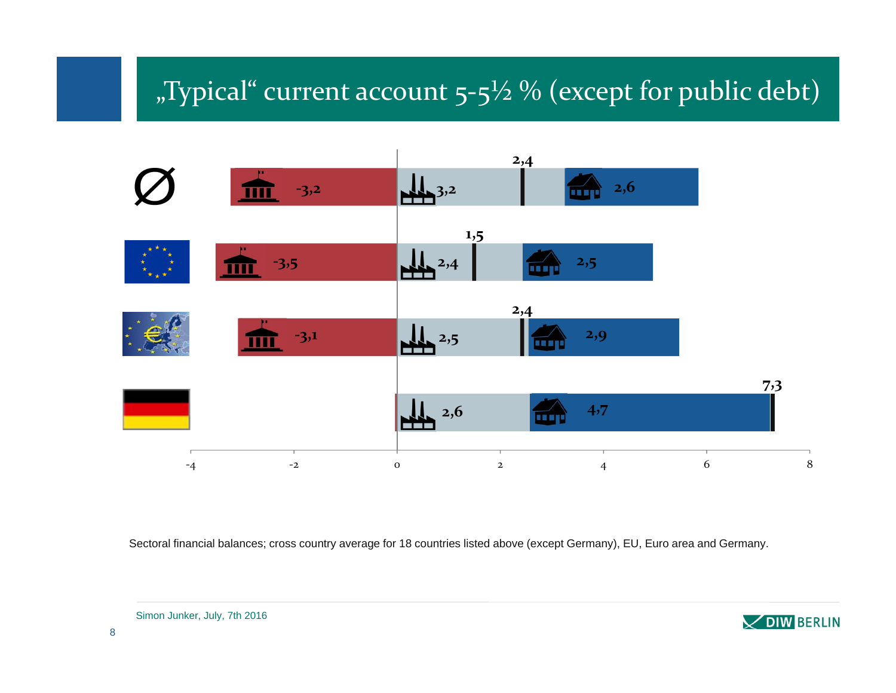# „Typical“ current account 5-5½ % (except for public debt)

| | Government | Corporations | Households | Total |
|---|---|---|---|---|
| Ø | -3,2 | 3,2 | 2,6 | 2,4 |
| EU | -3,5 | 2,4 | 2,5 | 1,5 |
| Euro area | -3,1 | 2,5 | 2,9 | 2,4 |
| Germany | | 2,6 | 4,7 | 7,3 |

-4 -2 0 2 4 6 8

Sectoral financial balances; cross country average for 18 countries listed above (except Germany), EU, Euro area and Germany.

Simon Junker, July, 7th 2016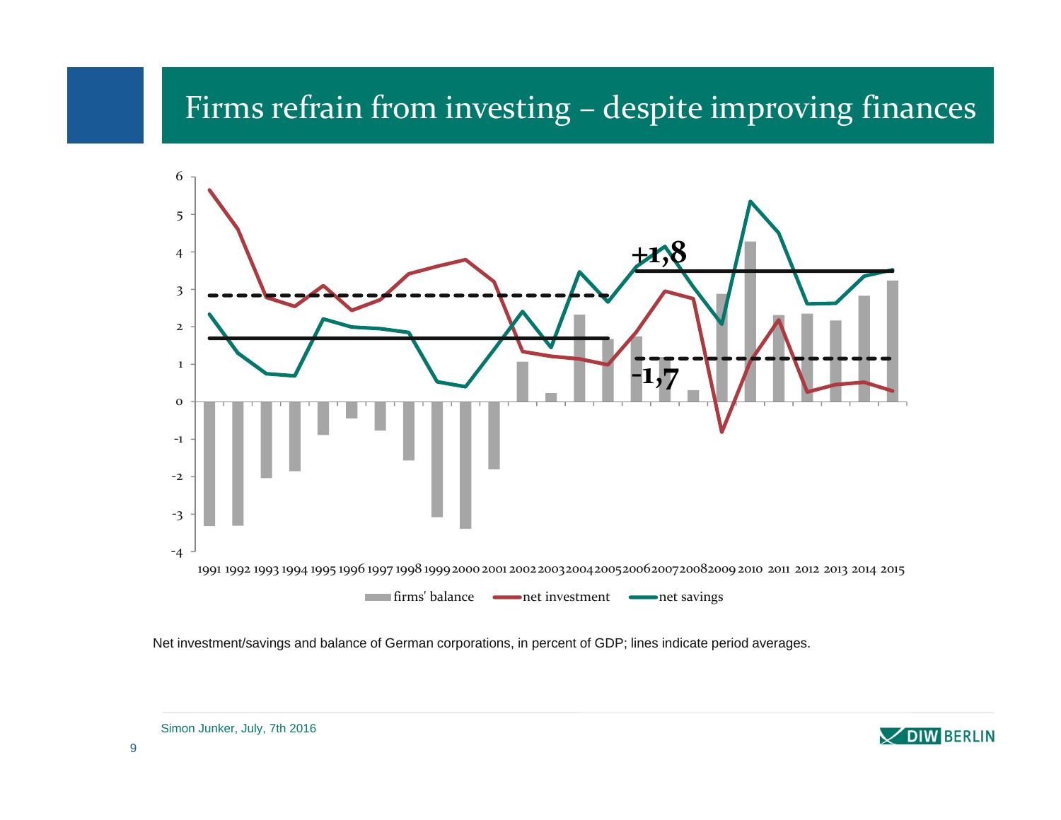# Firms refrain from investing – despite improving finances

+1,8

-1,7

1991 1992 1993 1994 1995 1996 1997 1998 1999 2000 2001 2002 2003 2004 2005 2006 2007 2008 2009 2010 2011 2012 2013 2014 2015

firms' balance — net investment — net savings

Net investment/savings and balance of German corporations, in percent of GDP; lines indicate period averages.

Simon Junker, July, 7th 2016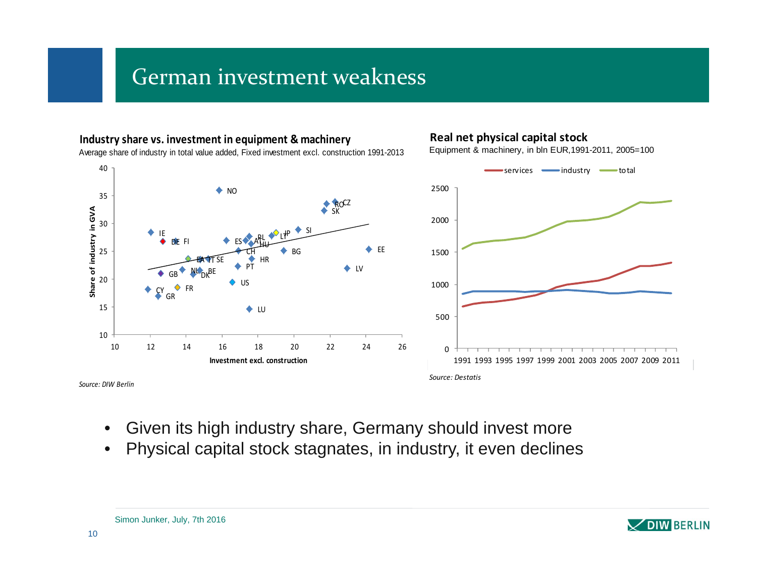# German investment weakness

### Industry share vs. investment in equipment & machinery

Average share of industry in total value added, Fixed investment excl. construction 1991-2013

*Source: DIW Berlin*

### Real net physical capital stock

Equipment & machinery, in bln EUR,1991-2011, 2005=100

*Source: Destatis*

- Given its high industry share, Germany should invest more
- Physical capital stock stagnates, in industry, it even declines

Simon Junker, July, 7th 2016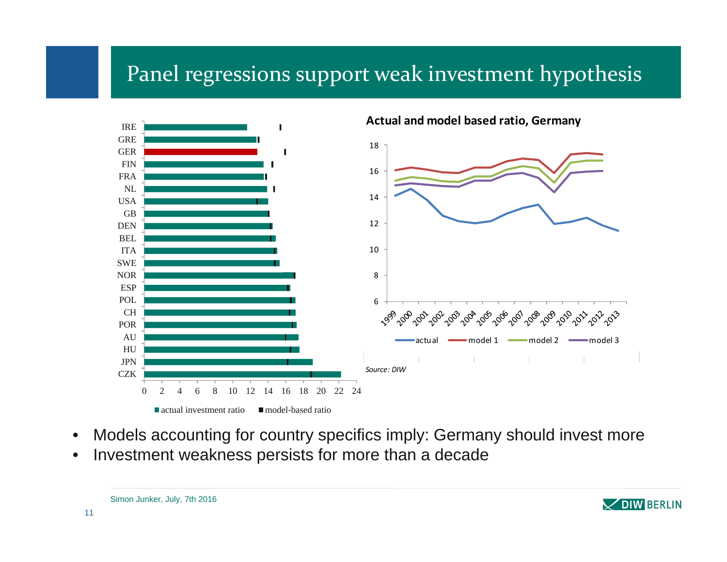# Panel regressions support weak investment hypothesis

- Models accounting for country specifics imply: Germany should invest more
- Investment weakness persists for more than a decade

*Source: DIW*

Simon Junker, July, 7th 2016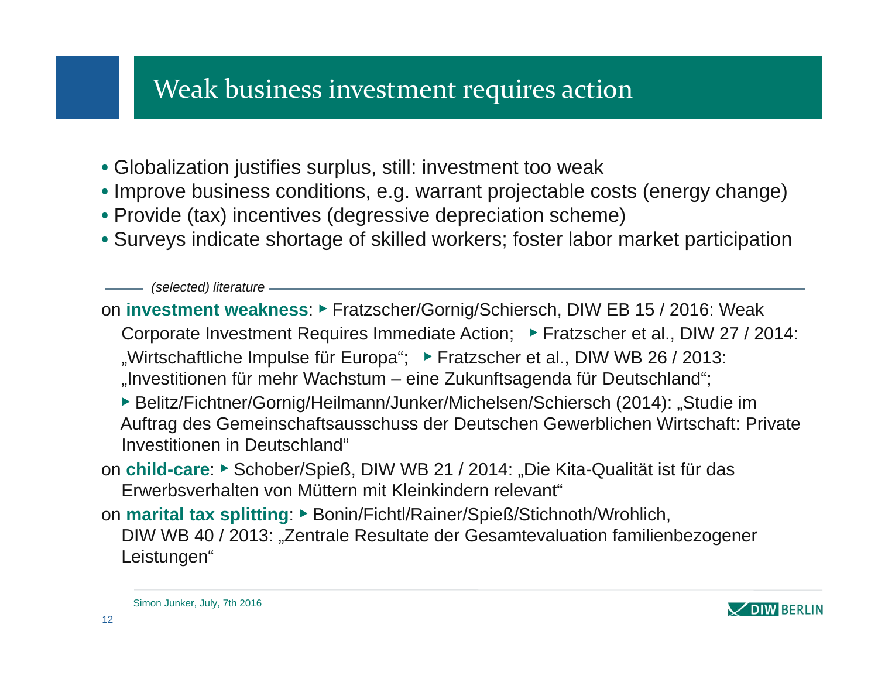# Weak business investment requires action

- Globalization justifies surplus, still: investment too weak
- Improve business conditions, e.g. warrant projectable costs (energy change)
- Provide (tax) incentives (degressive depreciation scheme)
- Surveys indicate shortage of skilled workers; foster labor market participation

*(selected) literature*

on **investment weakness**: ▸ Fratzscher/Gornig/Schiersch, DIW EB 15 / 2016: Weak Corporate Investment Requires Immediate Action; ▸ Fratzscher et al., DIW 27 / 2014: „Wirtschaftliche Impulse für Europa“; ▸ Fratzscher et al., DIW WB 26 / 2013: „Investitionen für mehr Wachstum – eine Zukunftsagenda für Deutschland“; ▸ Belitz/Fichtner/Gornig/Heilmann/Junker/Michelsen/Schiersch (2014): „Studie im Auftrag des Gemeinschaftsausschuss der Deutschen Gewerblichen Wirtschaft: Private Investitionen in Deutschland“

on **child-care**: ▸ Schober/Spieß, DIW WB 21 / 2014: „Die Kita-Qualität ist für das Erwerbsverhalten von Müttern mit Kleinkindern relevant“

on **marital tax splitting**: ▸ Bonin/Fichtl/Rainer/Spieß/Stichnoth/Wrohlich, DIW WB 40 / 2013: „Zentrale Resultate der Gesamtevaluation familienbezogener Leistungen“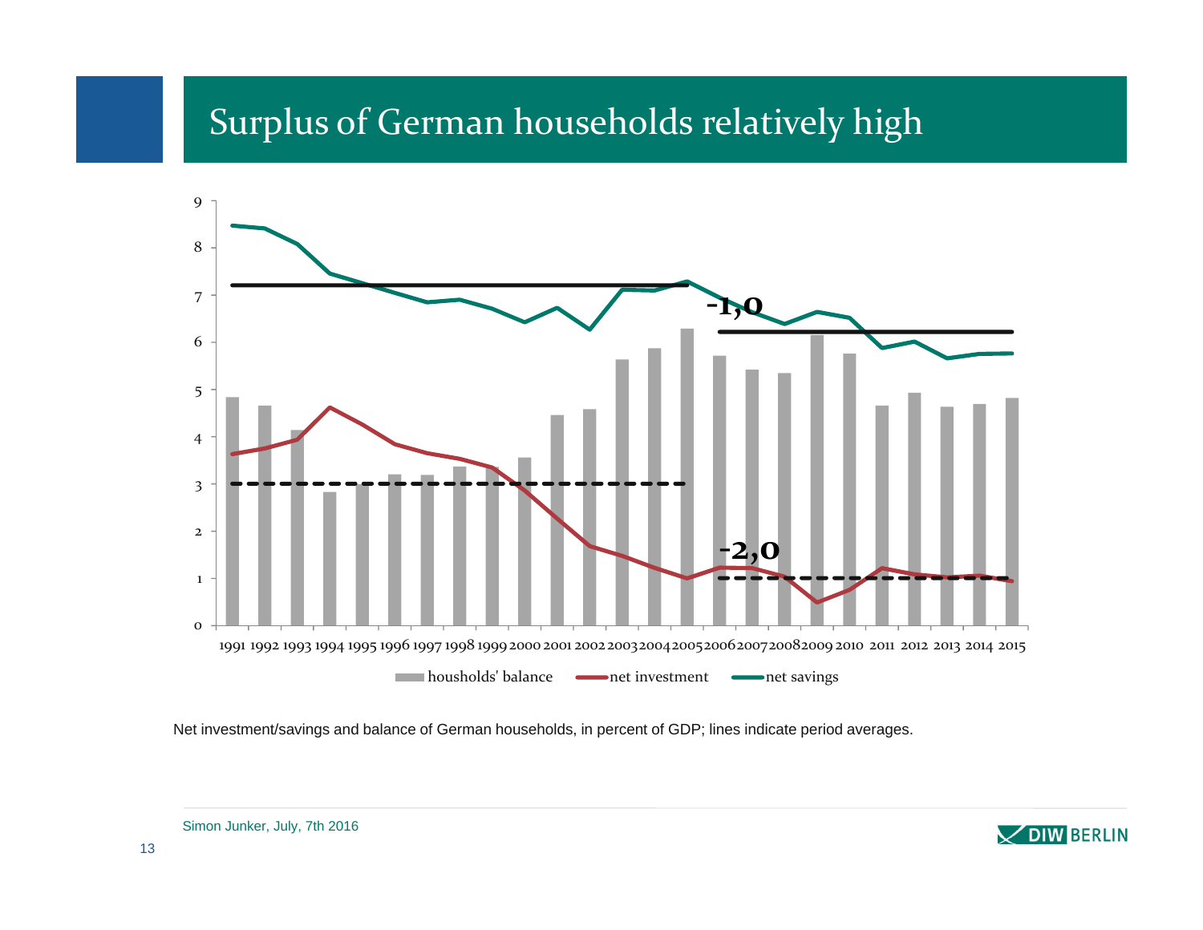# Surplus of German households relatively high

Net investment/savings and balance of German households, in percent of GDP; lines indicate period averages.

Simon Junker, July, 7th 2016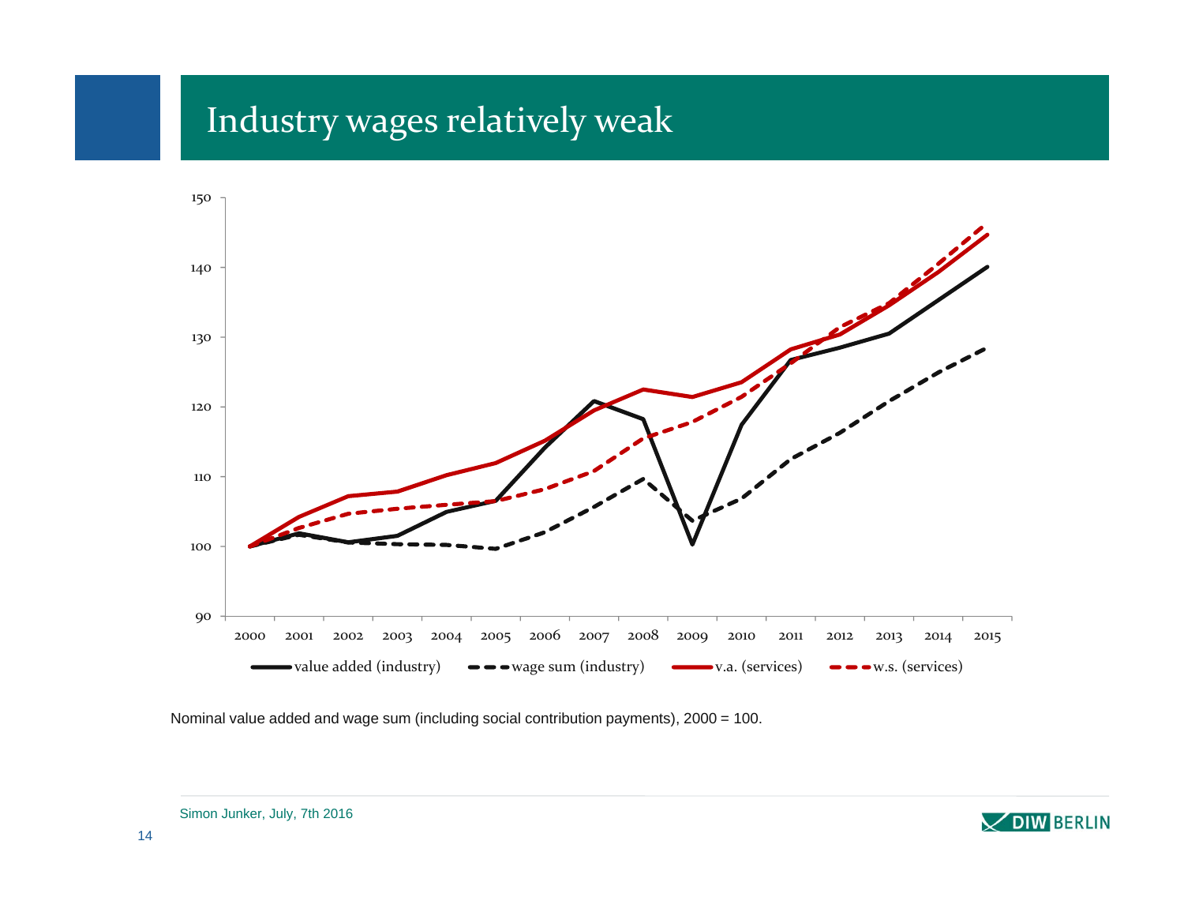# Industry wages relatively weak

Nominal value added and wage sum (including social contribution payments), 2000 = 100.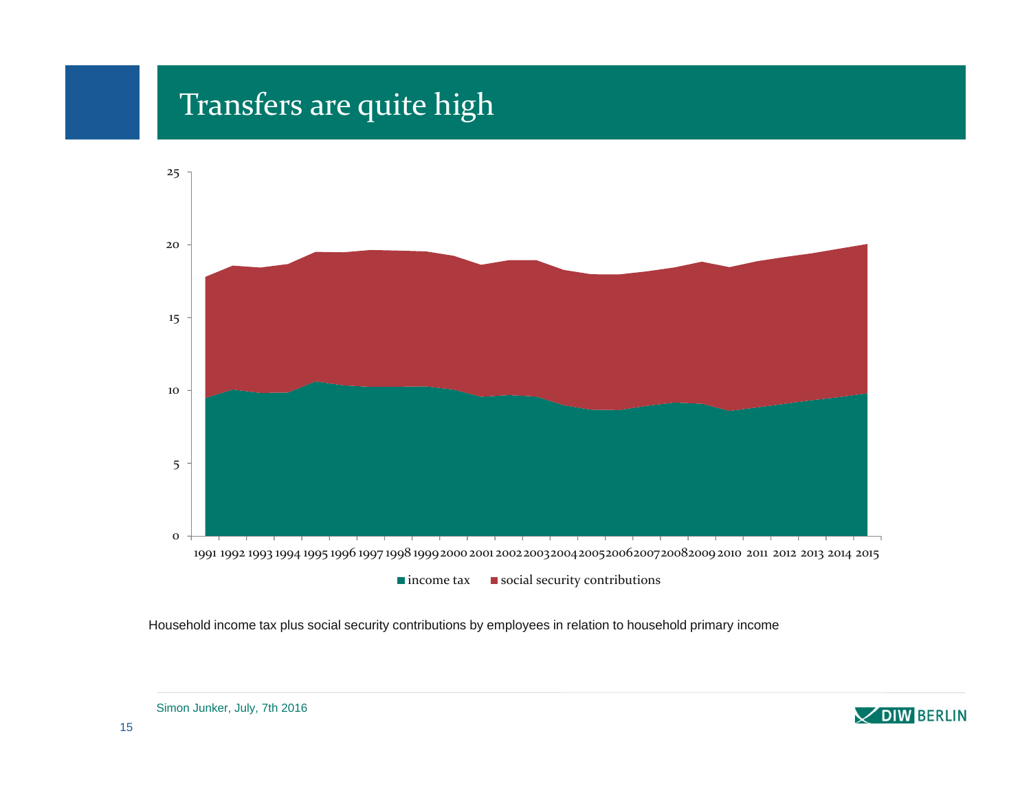# Transfers are quite high

25

20

15

10

5

0

1991 1992 1993 1994 1995 1996 1997 1998 1999 2000 2001 2002 2003 2004 2005 2006 2007 2008 2009 2010 2011 2012 2013 2014 2015

■ income tax ■ social security contributions

Household income tax plus social security contributions by employees in relation to household primary income

Simon Junker, July, 7th 2016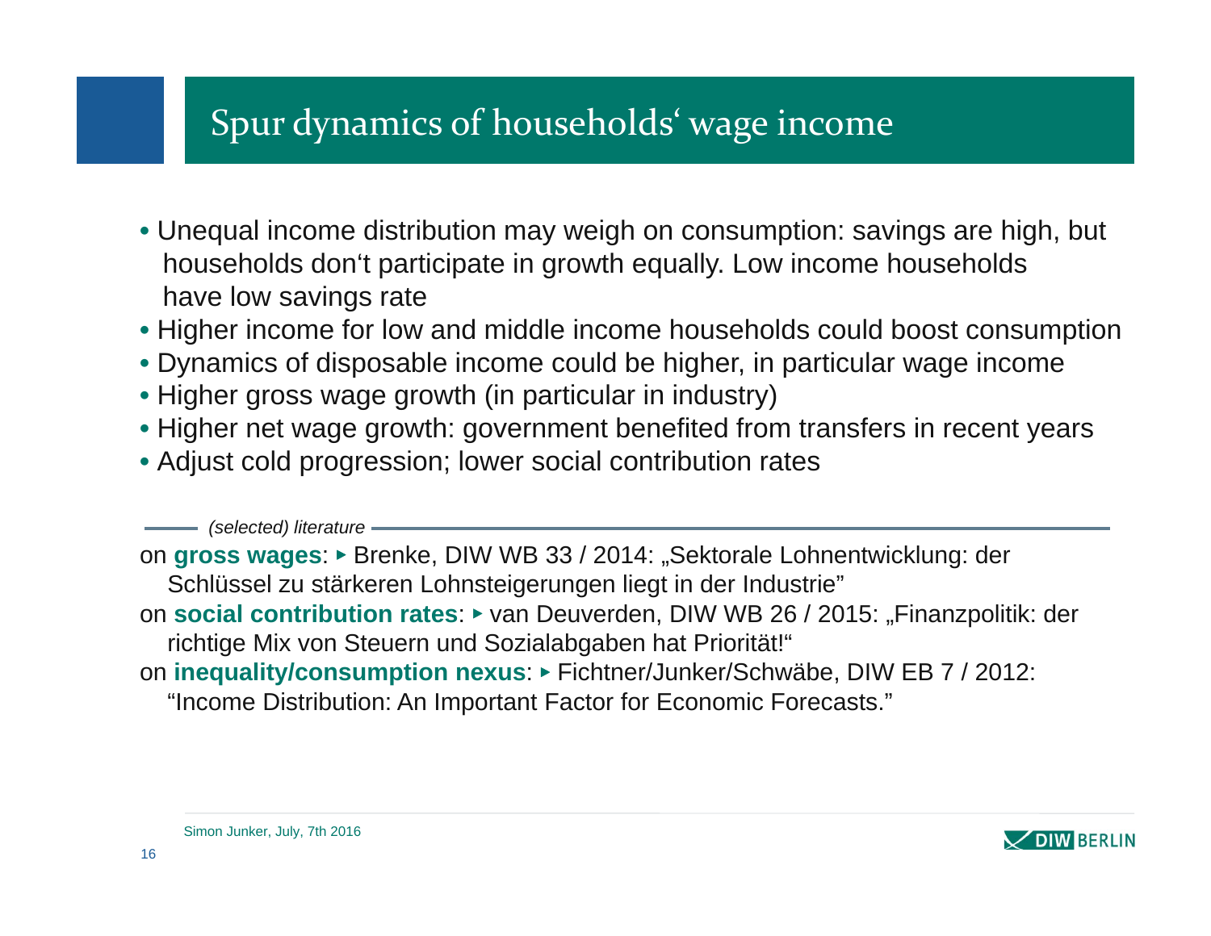# Spur dynamics of households' wage income

- Unequal income distribution may weigh on consumption: savings are high, but households don't participate in growth equally. Low income households have low savings rate
- Higher income for low and middle income households could boost consumption
- Dynamics of disposable income could be higher, in particular wage income
- Higher gross wage growth (in particular in industry)
- Higher net wage growth: government benefited from transfers in recent years
- Adjust cold progression; lower social contribution rates

*(selected) literature*

on **gross wages**: ▸ Brenke, DIW WB 33 / 2014: „Sektorale Lohnentwicklung: der Schlüssel zu stärkeren Lohnsteigerungen liegt in der Industrie"

on **social contribution rates**: ▸ van Deuverden, DIW WB 26 / 2015: „Finanzpolitik: der richtige Mix von Steuern und Sozialabgaben hat Priorität!"

on **inequality/consumption nexus**: ▸ Fichtner/Junker/Schwäbe, DIW EB 7 / 2012: "Income Distribution: An Important Factor for Economic Forecasts."

Simon Junker, July, 7th 2016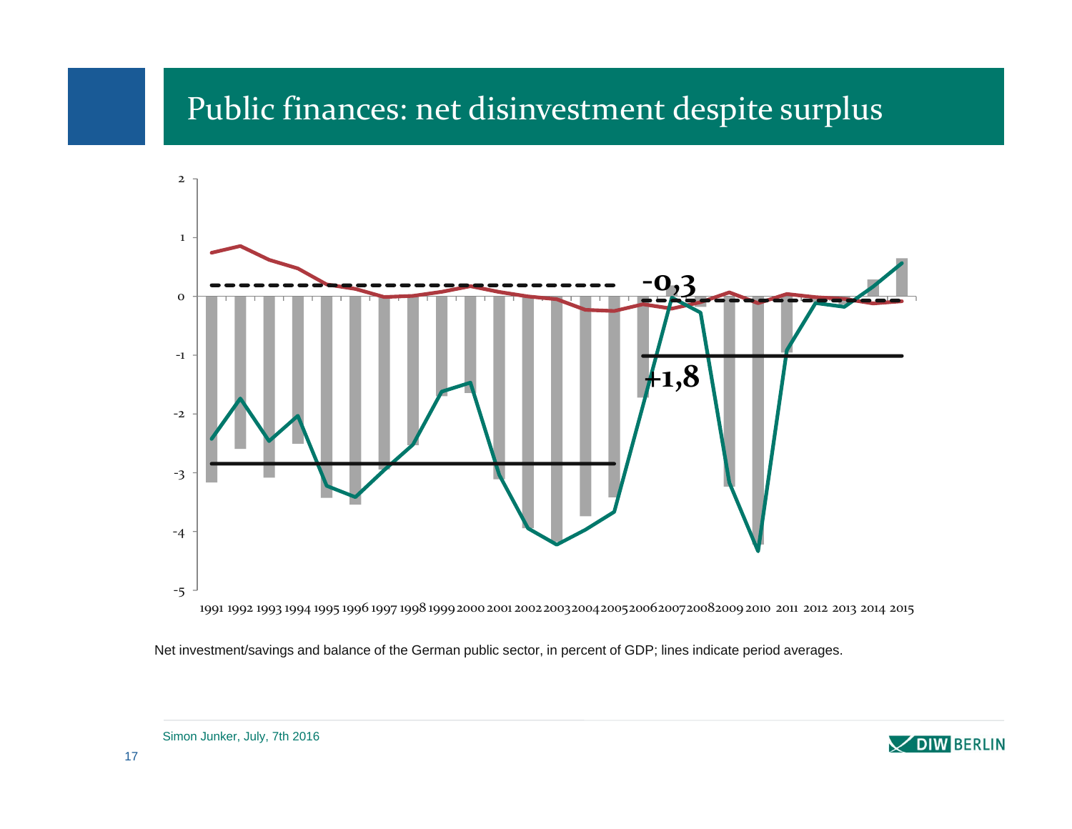# Public finances: net disinvestment despite surplus

Net investment/savings and balance of the German public sector, in percent of GDP; lines indicate period averages.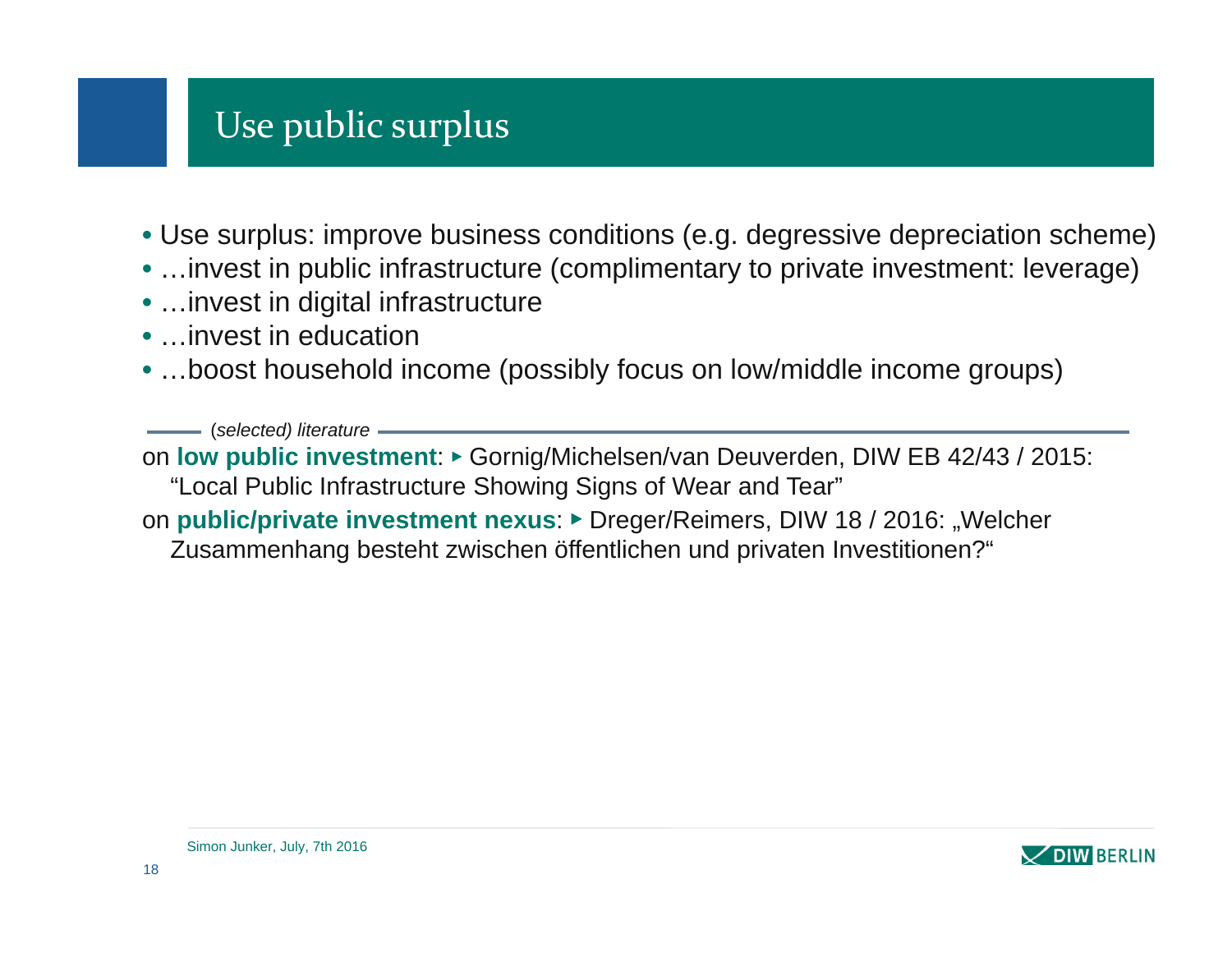# Use public surplus

- Use surplus: improve business conditions (e.g. degressive depreciation scheme)
- …invest in public infrastructure (complimentary to private investment: leverage)
- …invest in digital infrastructure
- …invest in education
- …boost household income (possibly focus on low/middle income groups)

*(selected) literature*

on **low public investment**: ▸ Gornig/Michelsen/van Deuverden, DIW EB 42/43 / 2015: "Local Public Infrastructure Showing Signs of Wear and Tear"

on **public/private investment nexus**: ▸ Dreger/Reimers, DIW 18 / 2016: „Welcher Zusammenhang besteht zwischen öffentlichen und privaten Investitionen?"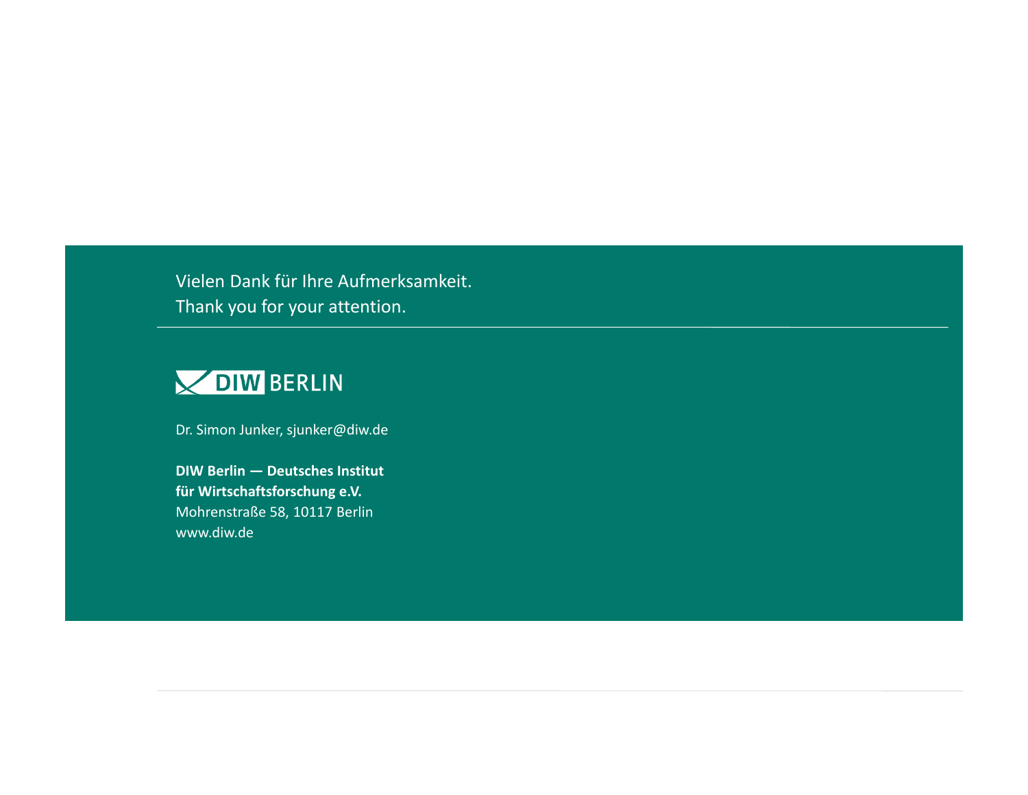Vielen Dank für Ihre Aufmerksamkeit.
Thank you for your attention.

---

DIW BERLIN

Dr. Simon Junker, sjunker@diw.de

**DIW Berlin — Deutsches Institut**
**für Wirtschaftsforschung e.V.**
Mohrenstraße 58, 10117 Berlin
www.diw.de